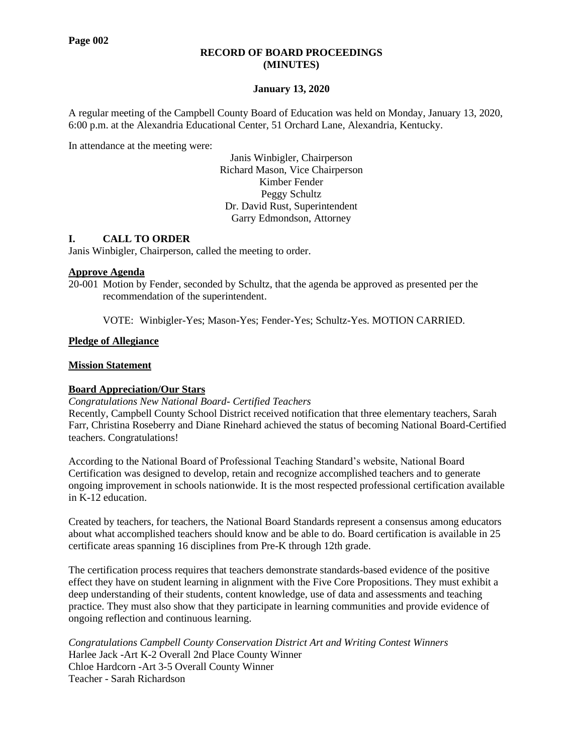**RECORD OF BOARD PROCEEDINGS**
**(MINUTES)**

**January 13, 2020**

A regular meeting of the Campbell County Board of Education was held on Monday, January 13, 2020, 6:00 p.m. at the Alexandria Educational Center, 51 Orchard Lane, Alexandria, Kentucky.

In attendance at the meeting were:

Janis Winbigler, Chairperson
Richard Mason, Vice Chairperson
Kimber Fender
Peggy Schultz
Dr. David Rust, Superintendent
Garry Edmondson, Attorney

## I. CALL TO ORDER

Janis Winbigler, Chairperson, called the meeting to order.

**Approve Agenda**

20-001 Motion by Fender, seconded by Schultz, that the agenda be approved as presented per the recommendation of the superintendent.

VOTE: Winbigler-Yes; Mason-Yes; Fender-Yes; Schultz-Yes. MOTION CARRIED.

**Pledge of Allegiance**

**Mission Statement**

**Board Appreciation/Our Stars**

*Congratulations New National Board- Certified Teachers*

Recently, Campbell County School District received notification that three elementary teachers, Sarah Farr, Christina Roseberry and Diane Rinehard achieved the status of becoming National Board-Certified teachers. Congratulations!

According to the National Board of Professional Teaching Standard's website, National Board Certification was designed to develop, retain and recognize accomplished teachers and to generate ongoing improvement in schools nationwide. It is the most respected professional certification available in K-12 education.

Created by teachers, for teachers, the National Board Standards represent a consensus among educators about what accomplished teachers should know and be able to do. Board certification is available in 25 certificate areas spanning 16 disciplines from Pre-K through 12th grade.

The certification process requires that teachers demonstrate standards-based evidence of the positive effect they have on student learning in alignment with the Five Core Propositions. They must exhibit a deep understanding of their students, content knowledge, use of data and assessments and teaching practice. They must also show that they participate in learning communities and provide evidence of ongoing reflection and continuous learning.

*Congratulations Campbell County Conservation District Art and Writing Contest Winners*

Harlee Jack -Art K-2 Overall 2nd Place County Winner
Chloe Hardcorn -Art 3-5 Overall County Winner
Teacher - Sarah Richardson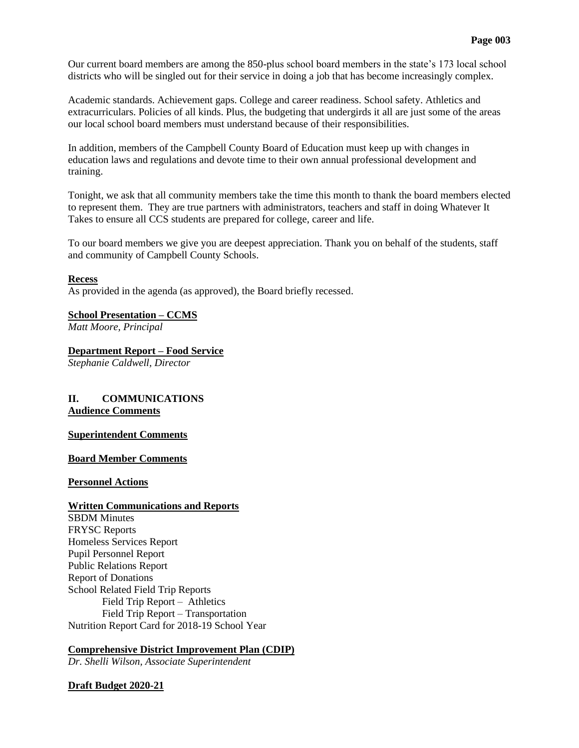Our current board members are among the 850-plus school board members in the state's 173 local school districts who will be singled out for their service in doing a job that has become increasingly complex.

Academic standards. Achievement gaps. College and career readiness. School safety. Athletics and extracurriculars. Policies of all kinds. Plus, the budgeting that undergirds it all are just some of the areas our local school board members must understand because of their responsibilities.

In addition, members of the Campbell County Board of Education must keep up with changes in education laws and regulations and devote time to their own annual professional development and training.

Tonight, we ask that all community members take the time this month to thank the board members elected to represent them. They are true partners with administrators, teachers and staff in doing Whatever It Takes to ensure all CCS students are prepared for college, career and life.

To our board members we give you are deepest appreciation. Thank you on behalf of the students, staff and community of Campbell County Schools.

**Recess**

As provided in the agenda (as approved), the Board briefly recessed.

**School Presentation – CCMS**

*Matt Moore, Principal*

**Department Report – Food Service**

*Stephanie Caldwell, Director*

## II. COMMUNICATIONS

**Audience Comments**

**Superintendent Comments**

**Board Member Comments**

**Personnel Actions**

**Written Communications and Reports**

SBDM Minutes
FRYSC Reports
Homeless Services Report
Pupil Personnel Report
Public Relations Report
Report of Donations
School Related Field Trip Reports
- Field Trip Report – Athletics
- Field Trip Report – Transportation

Nutrition Report Card for 2018-19 School Year

**Comprehensive District Improvement Plan (CDIP)**

*Dr. Shelli Wilson, Associate Superintendent*

**Draft Budget 2020-21**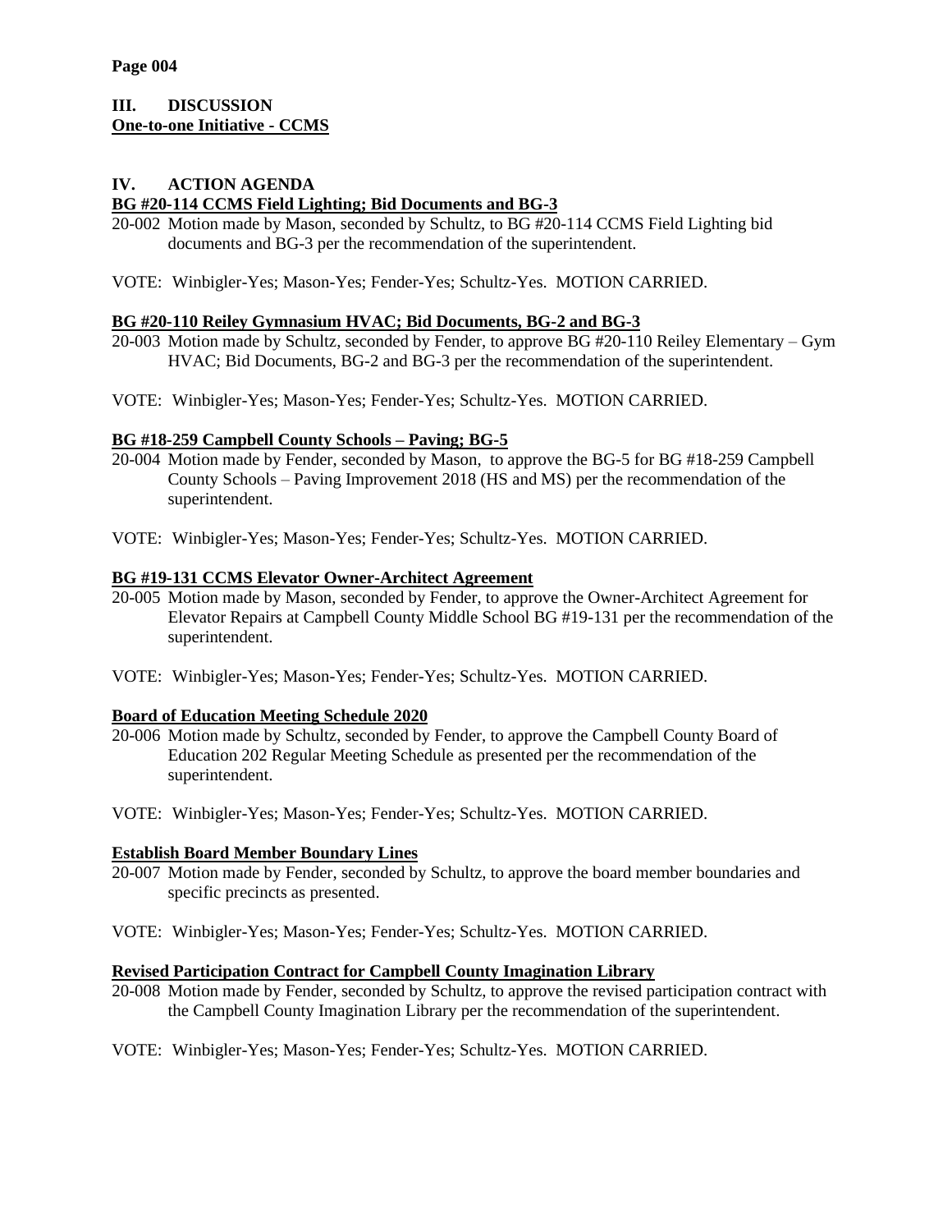## III. DISCUSSION

**One-to-one Initiative - CCMS**

## IV. ACTION AGENDA

**BG #20-114 CCMS Field Lighting; Bid Documents and BG-3**

20-002 Motion made by Mason, seconded by Schultz, to BG #20-114 CCMS Field Lighting bid documents and BG-3 per the recommendation of the superintendent.

VOTE: Winbigler-Yes; Mason-Yes; Fender-Yes; Schultz-Yes. MOTION CARRIED.

**BG #20-110 Reiley Gymnasium HVAC; Bid Documents, BG-2 and BG-3**

20-003 Motion made by Schultz, seconded by Fender, to approve BG #20-110 Reiley Elementary – Gym HVAC; Bid Documents, BG-2 and BG-3 per the recommendation of the superintendent.

VOTE: Winbigler-Yes; Mason-Yes; Fender-Yes; Schultz-Yes. MOTION CARRIED.

**BG #18-259 Campbell County Schools – Paving; BG-5**

20-004 Motion made by Fender, seconded by Mason, to approve the BG-5 for BG #18-259 Campbell County Schools – Paving Improvement 2018 (HS and MS) per the recommendation of the superintendent.

VOTE: Winbigler-Yes; Mason-Yes; Fender-Yes; Schultz-Yes. MOTION CARRIED.

**BG #19-131 CCMS Elevator Owner-Architect Agreement**

20-005 Motion made by Mason, seconded by Fender, to approve the Owner-Architect Agreement for Elevator Repairs at Campbell County Middle School BG #19-131 per the recommendation of the superintendent.

VOTE: Winbigler-Yes; Mason-Yes; Fender-Yes; Schultz-Yes. MOTION CARRIED.

**Board of Education Meeting Schedule 2020**

20-006 Motion made by Schultz, seconded by Fender, to approve the Campbell County Board of Education 202 Regular Meeting Schedule as presented per the recommendation of the superintendent.

VOTE: Winbigler-Yes; Mason-Yes; Fender-Yes; Schultz-Yes. MOTION CARRIED.

**Establish Board Member Boundary Lines**

20-007 Motion made by Fender, seconded by Schultz, to approve the board member boundaries and specific precincts as presented.

VOTE: Winbigler-Yes; Mason-Yes; Fender-Yes; Schultz-Yes. MOTION CARRIED.

**Revised Participation Contract for Campbell County Imagination Library**

20-008 Motion made by Fender, seconded by Schultz, to approve the revised participation contract with the Campbell County Imagination Library per the recommendation of the superintendent.

VOTE: Winbigler-Yes; Mason-Yes; Fender-Yes; Schultz-Yes. MOTION CARRIED.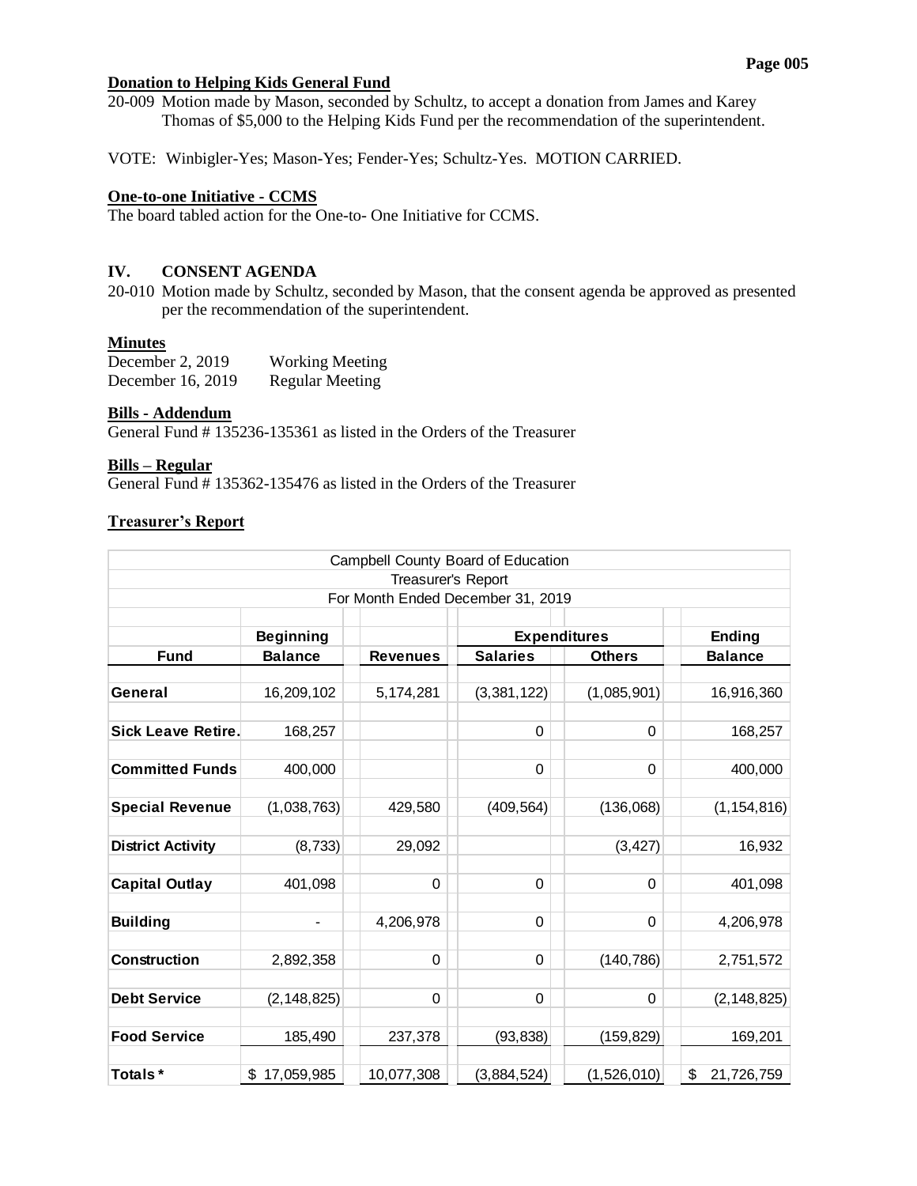**Donation to Helping Kids General Fund**

20-009 Motion made by Mason, seconded by Schultz, to accept a donation from James and Karey Thomas of $5,000 to the Helping Kids Fund per the recommendation of the superintendent.

VOTE: Winbigler-Yes; Mason-Yes; Fender-Yes; Schultz-Yes. MOTION CARRIED.

**One-to-one Initiative - CCMS**

The board tabled action for the One-to- One Initiative for CCMS.

## IV. CONSENT AGENDA

20-010 Motion made by Schultz, seconded by Mason, that the consent agenda be approved as presented per the recommendation of the superintendent.

**Minutes**

December 2, 2019 Working Meeting
December 16, 2019 Regular Meeting

**Bills - Addendum**

General Fund # 135236-135361 as listed in the Orders of the Treasurer

**Bills – Regular**

General Fund # 135362-135476 as listed in the Orders of the Treasurer

**Treasurer's Report**

Campbell County Board of Education
Treasurer's Report
For Month Ended December 31, 2019

| Fund | Beginning Balance | Revenues | Expenditures Salaries | Expenditures Others | Ending Balance |
|---|---|---|---|---|---|
| General | 16,209,102 | 5,174,281 | (3,381,122) | (1,085,901) | 16,916,360 |
| Sick Leave Retire. | 168,257 | | 0 | 0 | 168,257 |
| Committed Funds | 400,000 | | 0 | 0 | 400,000 |
| Special Revenue | (1,038,763) | 429,580 | (409,564) | (136,068) | (1,154,816) |
| District Activity | (8,733) | 29,092 | | (3,427) | 16,932 |
| Capital Outlay | 401,098 | 0 | 0 | 0 | 401,098 |
| Building | - | 4,206,978 | 0 | 0 | 4,206,978 |
| Construction | 2,892,358 | 0 | 0 | (140,786) | 2,751,572 |
| Debt Service | (2,148,825) | 0 | 0 | 0 | (2,148,825) |
| Food Service | 185,490 | 237,378 | (93,838) | (159,829) | 169,201 |
| Totals * | $ 17,059,985 | 10,077,308 | (3,884,524) | (1,526,010) | $ 21,726,759 |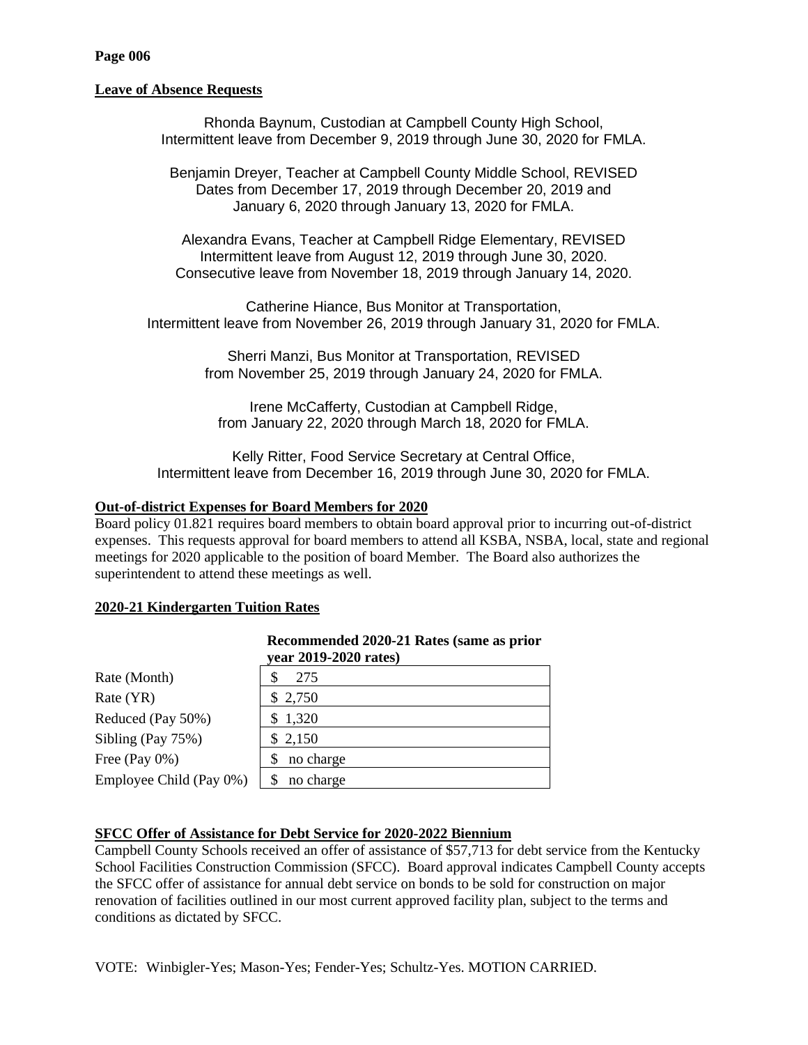**Page 006**

**Leave of Absence Requests**

Rhonda Baynum, Custodian at Campbell County High School,
Intermittent leave from December 9, 2019 through June 30, 2020 for FMLA.

Benjamin Dreyer, Teacher at Campbell County Middle School, REVISED
Dates from December 17, 2019 through December 20, 2019 and
January 6, 2020 through January 13, 2020 for FMLA.

Alexandra Evans, Teacher at Campbell Ridge Elementary, REVISED
Intermittent leave from August 12, 2019 through June 30, 2020.
Consecutive leave from November 18, 2019 through January 14, 2020.

Catherine Hiance, Bus Monitor at Transportation,
Intermittent leave from November 26, 2019 through January 31, 2020 for FMLA.

Sherri Manzi, Bus Monitor at Transportation, REVISED
from November 25, 2019 through January 24, 2020 for FMLA.

Irene McCafferty, Custodian at Campbell Ridge,
from January 22, 2020 through March 18, 2020 for FMLA.

Kelly Ritter, Food Service Secretary at Central Office,
Intermittent leave from December 16, 2019 through June 30, 2020 for FMLA.

**Out-of-district Expenses for Board Members for 2020**

Board policy 01.821 requires board members to obtain board approval prior to incurring out-of-district expenses. This requests approval for board members to attend all KSBA, NSBA, local, state and regional meetings for 2020 applicable to the position of board Member. The Board also authorizes the superintendent to attend these meetings as well.

**2020-21 Kindergarten Tuition Rates**

| | **Recommended 2020-21 Rates (same as prior year 2019-2020 rates)** |
|---|---|
| Rate (Month) | $ 275 |
| Rate (YR) | $ 2,750 |
| Reduced (Pay 50%) | $ 1,320 |
| Sibling (Pay 75%) | $ 2,150 |
| Free (Pay 0%) | $ no charge |
| Employee Child (Pay 0%) | $ no charge |

**SFCC Offer of Assistance for Debt Service for 2020-2022 Biennium**

Campbell County Schools received an offer of assistance of $57,713 for debt service from the Kentucky School Facilities Construction Commission (SFCC). Board approval indicates Campbell County accepts the SFCC offer of assistance for annual debt service on bonds to be sold for construction on major renovation of facilities outlined in our most current approved facility plan, subject to the terms and conditions as dictated by SFCC.

VOTE: Winbigler-Yes; Mason-Yes; Fender-Yes; Schultz-Yes. MOTION CARRIED.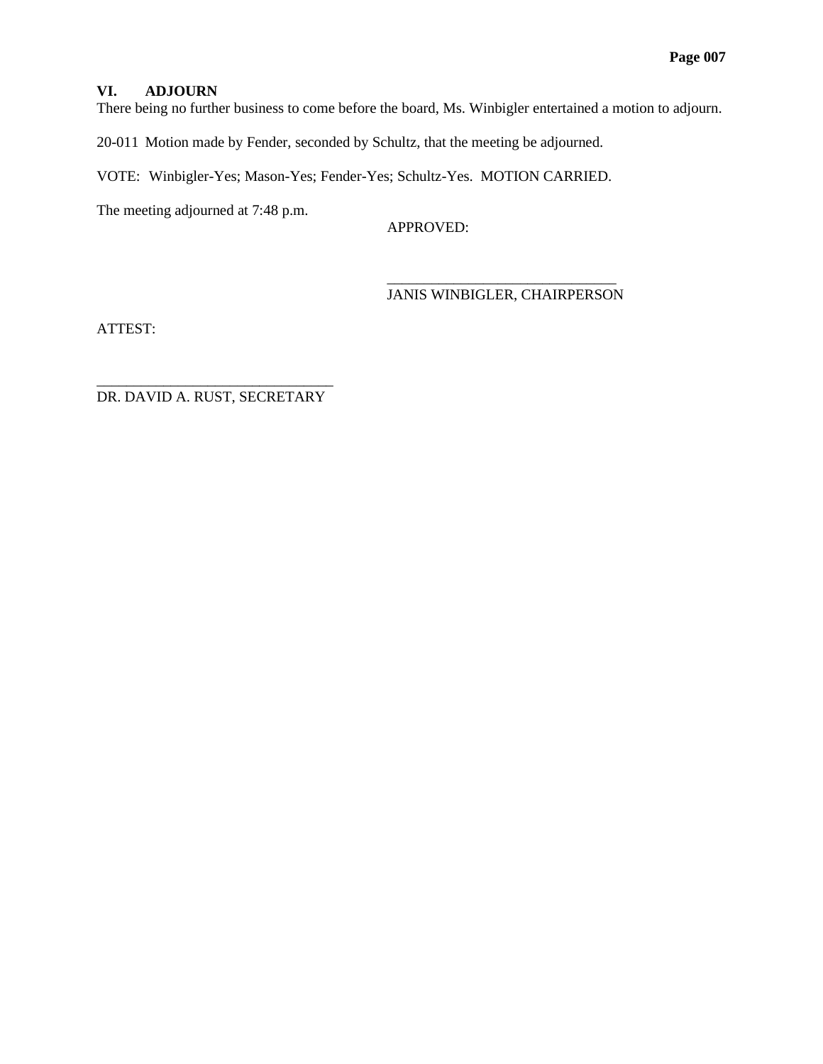## VI. ADJOURN

There being no further business to come before the board, Ms. Winbigler entertained a motion to adjourn.

20-011 Motion made by Fender, seconded by Schultz, that the meeting be adjourned.

VOTE: Winbigler-Yes; Mason-Yes; Fender-Yes; Schultz-Yes. MOTION CARRIED.

The meeting adjourned at 7:48 p.m.

APPROVED:

_______________________________
JANIS WINBIGLER, CHAIRPERSON

ATTEST:

_______________________________
DR. DAVID A. RUST, SECRETARY